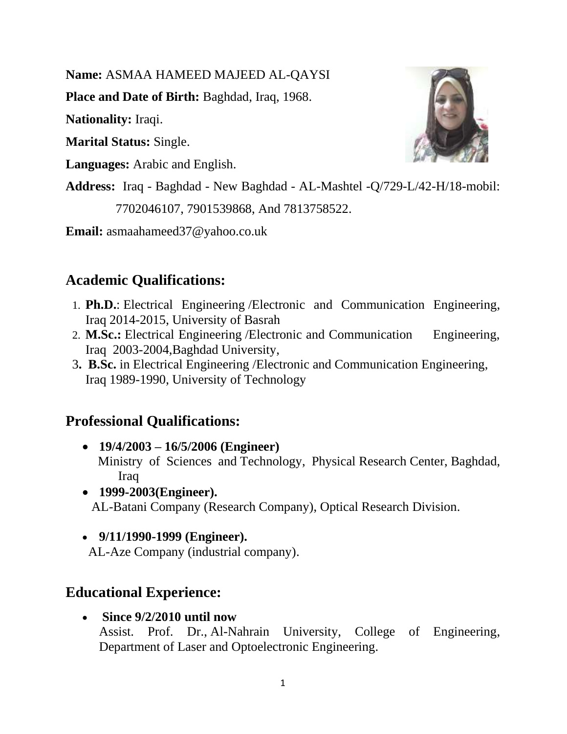**Name:** ASMAA HAMEED MAJEED AL-QAYSI

**Place and Date of Birth:** Baghdad, Iraq, 1968.

**Nationality:** Iraqi.

**Marital Status:** Single.

**Languages:** Arabic and English.

**Address:** Iraq - Baghdad - New Baghdad - AL-Mashtel -Q/729-L/42-H/18-mobil: 7702046107, 7901539868, And 7813758522.

**Email:** asmaahameed37@yahoo.co.uk

## Academic Qualifications:

1. **Ph.D.**: Electrical Engineering /Electronic and Communication Engineering, Iraq 2014-2015, University of Basrah
2. **M.Sc.:** Electrical Engineering /Electronic and Communication Engineering, Iraq 2003-2004,Baghdad University,
3. **B.Sc.** in Electrical Engineering /Electronic and Communication Engineering, Iraq 1989-1990, University of Technology

## Professional Qualifications:

- **19/4/2003 – 16/5/2006 (Engineer)**
  Ministry of Sciences and Technology, Physical Research Center, Baghdad, Iraq
- **1999-2003(Engineer).**
  AL-Batani Company (Research Company), Optical Research Division.
- **9/11/1990-1999 (Engineer).**
  AL-Aze Company (industrial company).

## Educational Experience:

- **Since 9/2/2010 until now**
  Assist. Prof. Dr., Al-Nahrain University, College of Engineering, Department of Laser and Optoelectronic Engineering.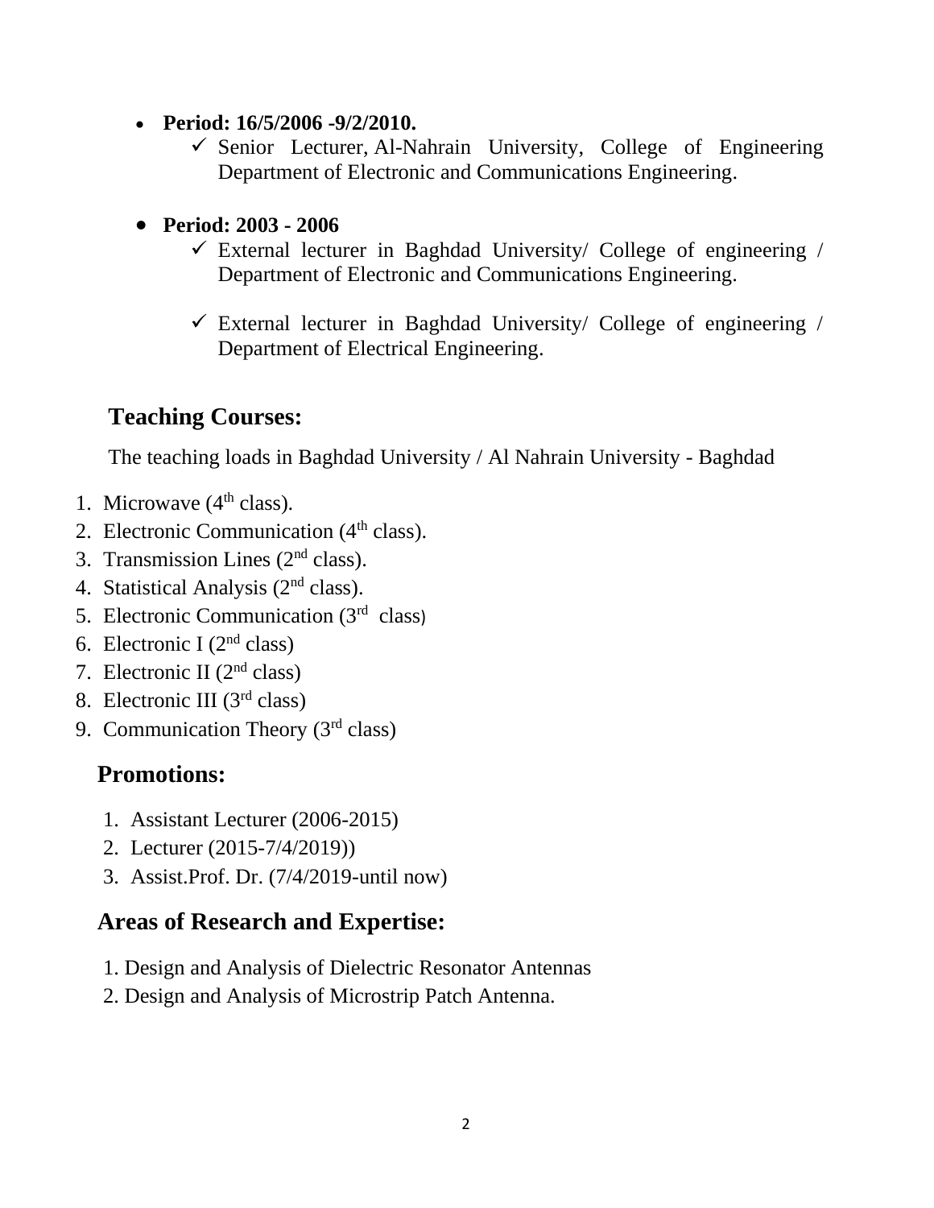- **Period: 16/5/2006 -9/2/2010.**
  - ✓ Senior Lecturer, Al-Nahrain University, College of Engineering Department of Electronic and Communications Engineering.

- **Period: 2003 - 2006**
  - ✓ External lecturer in Baghdad University/ College of engineering / Department of Electronic and Communications Engineering.
  - ✓ External lecturer in Baghdad University/ College of engineering / Department of Electrical Engineering.

## Teaching Courses:

The teaching loads in Baghdad University / Al Nahrain University - Baghdad

1. Microwave (4th class).
2. Electronic Communication (4th class).
3. Transmission Lines (2nd class).
4. Statistical Analysis (2nd class).
5. Electronic Communication (3rd class)
6. Electronic I (2nd class)
7. Electronic II (2nd class)
8. Electronic III (3rd class)
9. Communication Theory (3rd class)

## Promotions:

1. Assistant Lecturer (2006-2015)
2. Lecturer (2015-7/4/2019))
3. Assist.Prof. Dr. (7/4/2019-until now)

## Areas of Research and Expertise:

1. Design and Analysis of Dielectric Resonator Antennas
2. Design and Analysis of Microstrip Patch Antenna.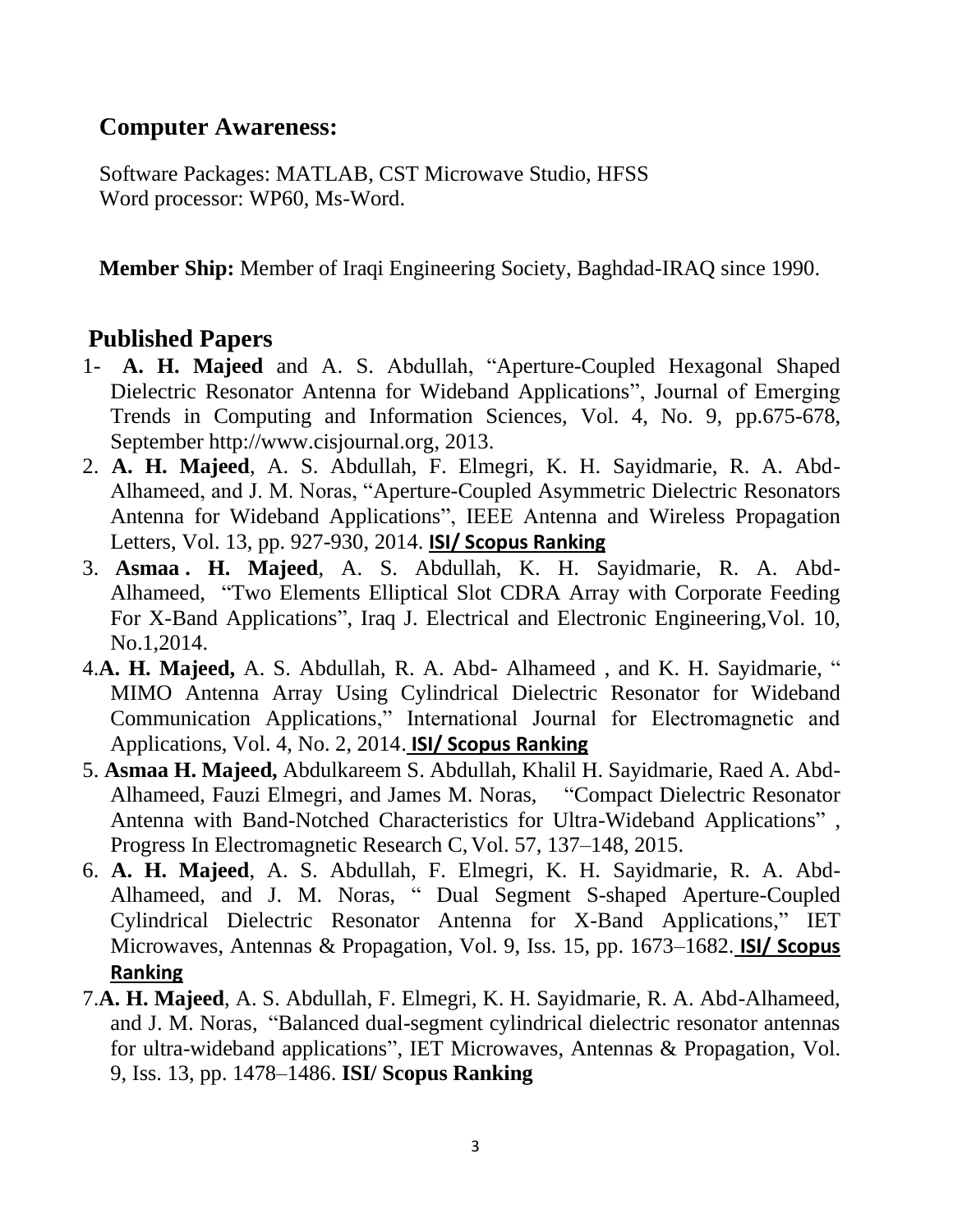## Computer Awareness:

Software Packages: MATLAB, CST Microwave Studio, HFSS
Word processor: WP60, Ms-Word.

**Member Ship:** Member of Iraqi Engineering Society, Baghdad-IRAQ since 1990.

## Published Papers

1- **A. H. Majeed** and A. S. Abdullah, "Aperture-Coupled Hexagonal Shaped Dielectric Resonator Antenna for Wideband Applications", Journal of Emerging Trends in Computing and Information Sciences, Vol. 4, No. 9, pp.675-678, September http://www.cisjournal.org, 2013.

2. **A. H. Majeed**, A. S. Abdullah, F. Elmegri, K. H. Sayidmarie, R. A. Abd-Alhameed, and J. M. Noras, "Aperture-Coupled Asymmetric Dielectric Resonators Antenna for Wideband Applications", IEEE Antenna and Wireless Propagation Letters, Vol. 13, pp. 927-930, 2014. **ISI/ Scopus Ranking**

3. **Asmaa . H. Majeed**, A. S. Abdullah, K. H. Sayidmarie, R. A. Abd-Alhameed, "Two Elements Elliptical Slot CDRA Array with Corporate Feeding For X-Band Applications", Iraq J. Electrical and Electronic Engineering,Vol. 10, No.1,2014.

4.**A. H. Majeed,** A. S. Abdullah, R. A. Abd- Alhameed , and K. H. Sayidmarie, " MIMO Antenna Array Using Cylindrical Dielectric Resonator for Wideband Communication Applications," International Journal for Electromagnetic and Applications, Vol. 4, No. 2, 2014. **ISI/ Scopus Ranking**

5. **Asmaa H. Majeed,** Abdulkareem S. Abdullah, Khalil H. Sayidmarie, Raed A. Abd-Alhameed, Fauzi Elmegri, and James M. Noras, "Compact Dielectric Resonator Antenna with Band-Notched Characteristics for Ultra-Wideband Applications" , Progress In Electromagnetic Research C, Vol. 57, 137–148, 2015.

6. **A. H. Majeed**, A. S. Abdullah, F. Elmegri, K. H. Sayidmarie, R. A. Abd-Alhameed, and J. M. Noras, " Dual Segment S-shaped Aperture-Coupled Cylindrical Dielectric Resonator Antenna for X-Band Applications," IET Microwaves, Antennas & Propagation, Vol. 9, Iss. 15, pp. 1673–1682. **ISI/ Scopus Ranking**

7.**A. H. Majeed**, A. S. Abdullah, F. Elmegri, K. H. Sayidmarie, R. A. Abd-Alhameed, and J. M. Noras, "Balanced dual-segment cylindrical dielectric resonator antennas for ultra-wideband applications", IET Microwaves, Antennas & Propagation, Vol. 9, Iss. 13, pp. 1478–1486. **ISI/ Scopus Ranking**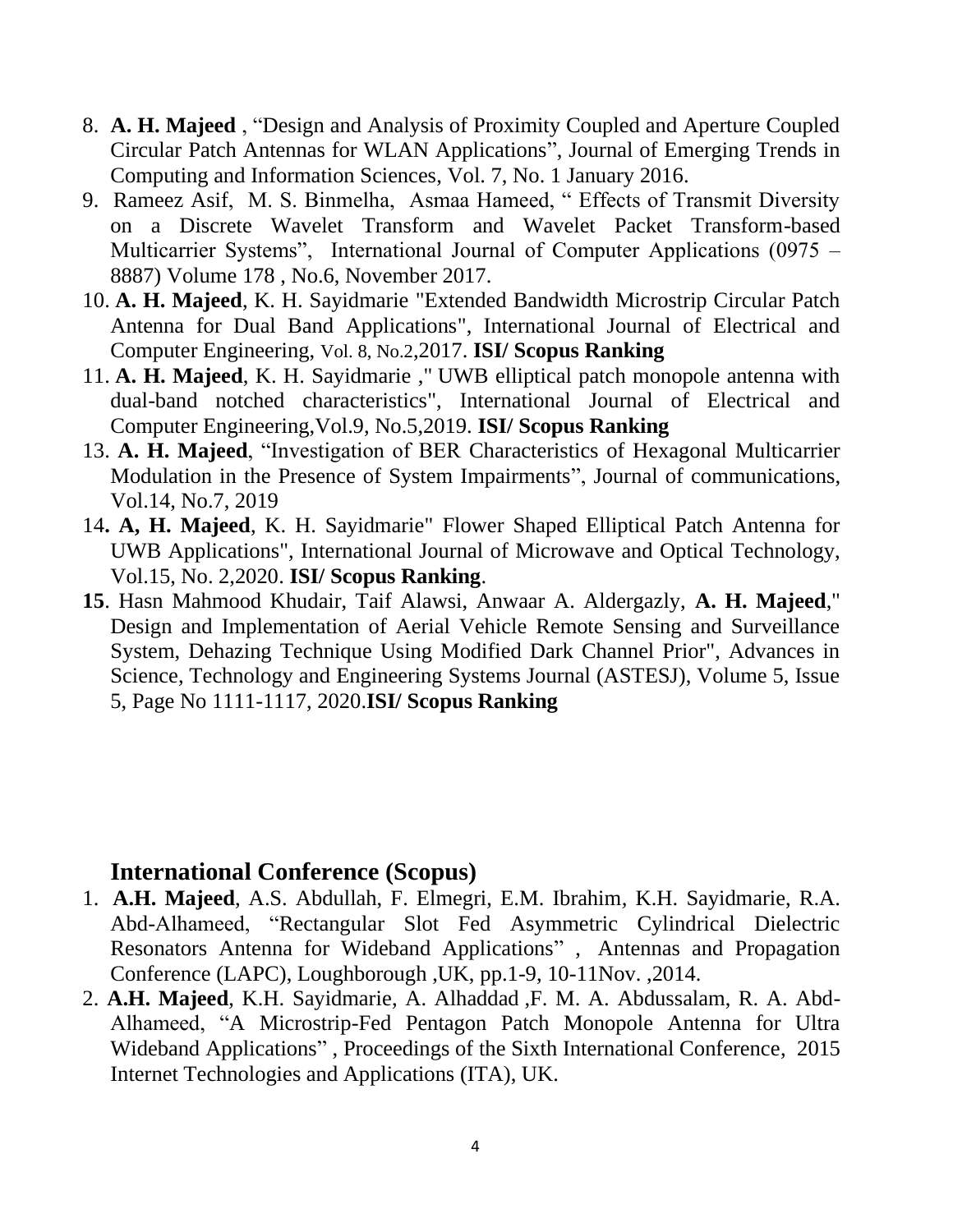8. **A. H. Majeed** , "Design and Analysis of Proximity Coupled and Aperture Coupled Circular Patch Antennas for WLAN Applications", Journal of Emerging Trends in Computing and Information Sciences, Vol. 7, No. 1 January 2016.
9. Rameez Asif, M. S. Binmelha, Asmaa Hameed, " Effects of Transmit Diversity on a Discrete Wavelet Transform and Wavelet Packet Transform-based Multicarrier Systems", International Journal of Computer Applications (0975 – 8887) Volume 178 , No.6, November 2017.
10. **A. H. Majeed**, K. H. Sayidmarie "Extended Bandwidth Microstrip Circular Patch Antenna for Dual Band Applications", International Journal of Electrical and Computer Engineering, Vol. 8, No.2,2017. **ISI/ Scopus Ranking**
11. **A. H. Majeed**, K. H. Sayidmarie ," UWB elliptical patch monopole antenna with dual-band notched characteristics", International Journal of Electrical and Computer Engineering,Vol.9, No.5,2019. **ISI/ Scopus Ranking**
13. **A. H. Majeed**, "Investigation of BER Characteristics of Hexagonal Multicarrier Modulation in the Presence of System Impairments", Journal of communications, Vol.14, No.7, 2019
14. **A, H. Majeed**, K. H. Sayidmarie" Flower Shaped Elliptical Patch Antenna for UWB Applications", International Journal of Microwave and Optical Technology, Vol.15, No. 2,2020. **ISI/ Scopus Ranking**.
**15**. Hasn Mahmood Khudair, Taif Alawsi, Anwaar A. Aldergazly, **A. H. Majeed**," Design and Implementation of Aerial Vehicle Remote Sensing and Surveillance System, Dehazing Technique Using Modified Dark Channel Prior", Advances in Science, Technology and Engineering Systems Journal (ASTESJ), Volume 5, Issue 5, Page No 1111-1117, 2020.**ISI/ Scopus Ranking**

## International Conference (Scopus)

1. **A.H. Majeed**, A.S. Abdullah, F. Elmegri, E.M. Ibrahim, K.H. Sayidmarie, R.A. Abd-Alhameed, "Rectangular Slot Fed Asymmetric Cylindrical Dielectric Resonators Antenna for Wideband Applications" , Antennas and Propagation Conference (LAPC), Loughborough ,UK, pp.1-9, 10-11Nov. ,2014.
2. **A.H. Majeed**, K.H. Sayidmarie, A. Alhaddad ,F. M. A. Abdussalam, R. A. Abd-Alhameed, "A Microstrip-Fed Pentagon Patch Monopole Antenna for Ultra Wideband Applications" , Proceedings of the Sixth International Conference, 2015 Internet Technologies and Applications (ITA), UK.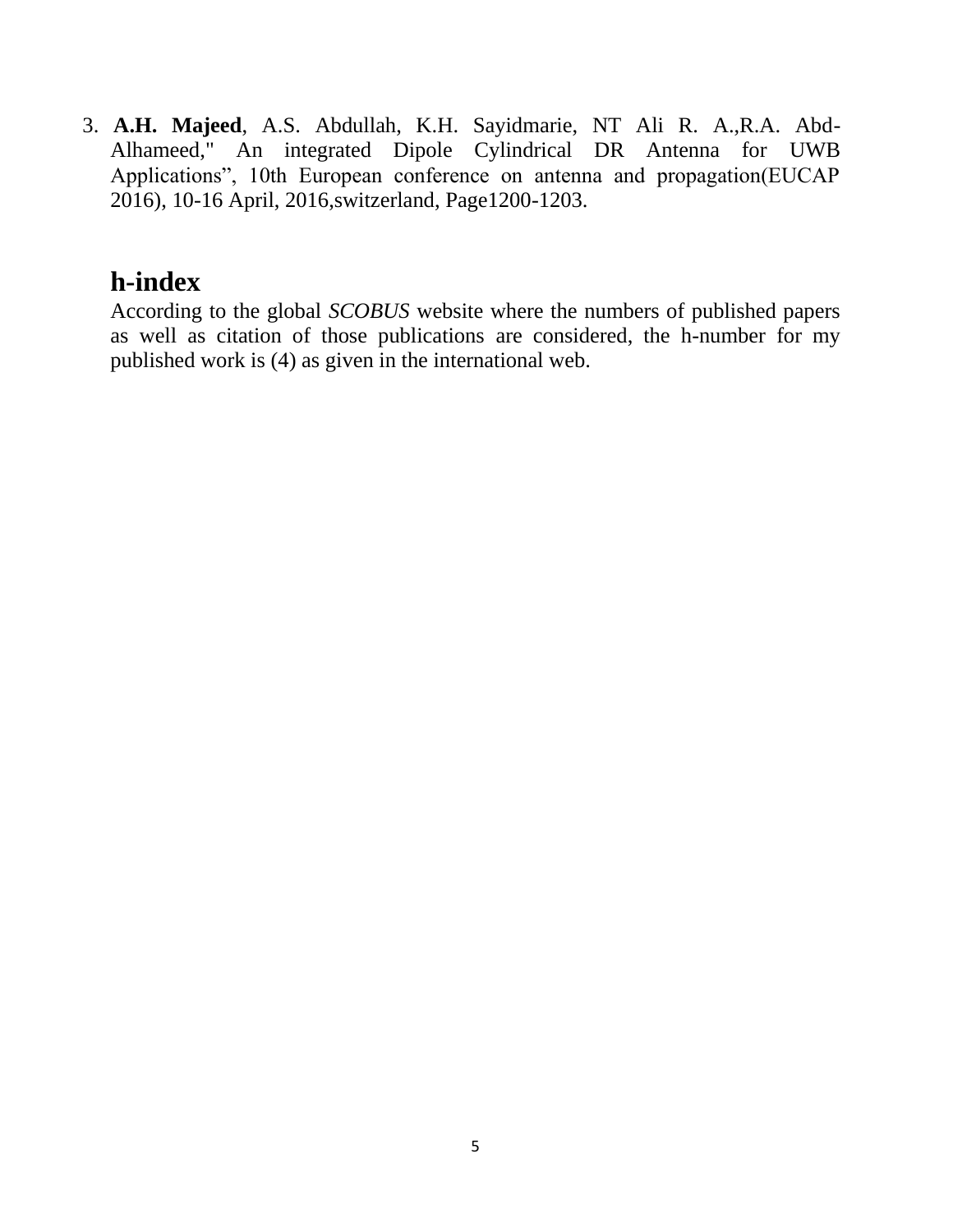3. **A.H. Majeed**, A.S. Abdullah, K.H. Sayidmarie, NT Ali R. A.,R.A. Abd-Alhameed," An integrated Dipole Cylindrical DR Antenna for UWB Applications”, 10th European conference on antenna and propagation(EUCAP 2016), 10-16 April, 2016,switzerland, Page1200-1203.

## h-index

According to the global *SCOBUS* website where the numbers of published papers as well as citation of those publications are considered, the h-number for my published work is (4) as given in the international web.